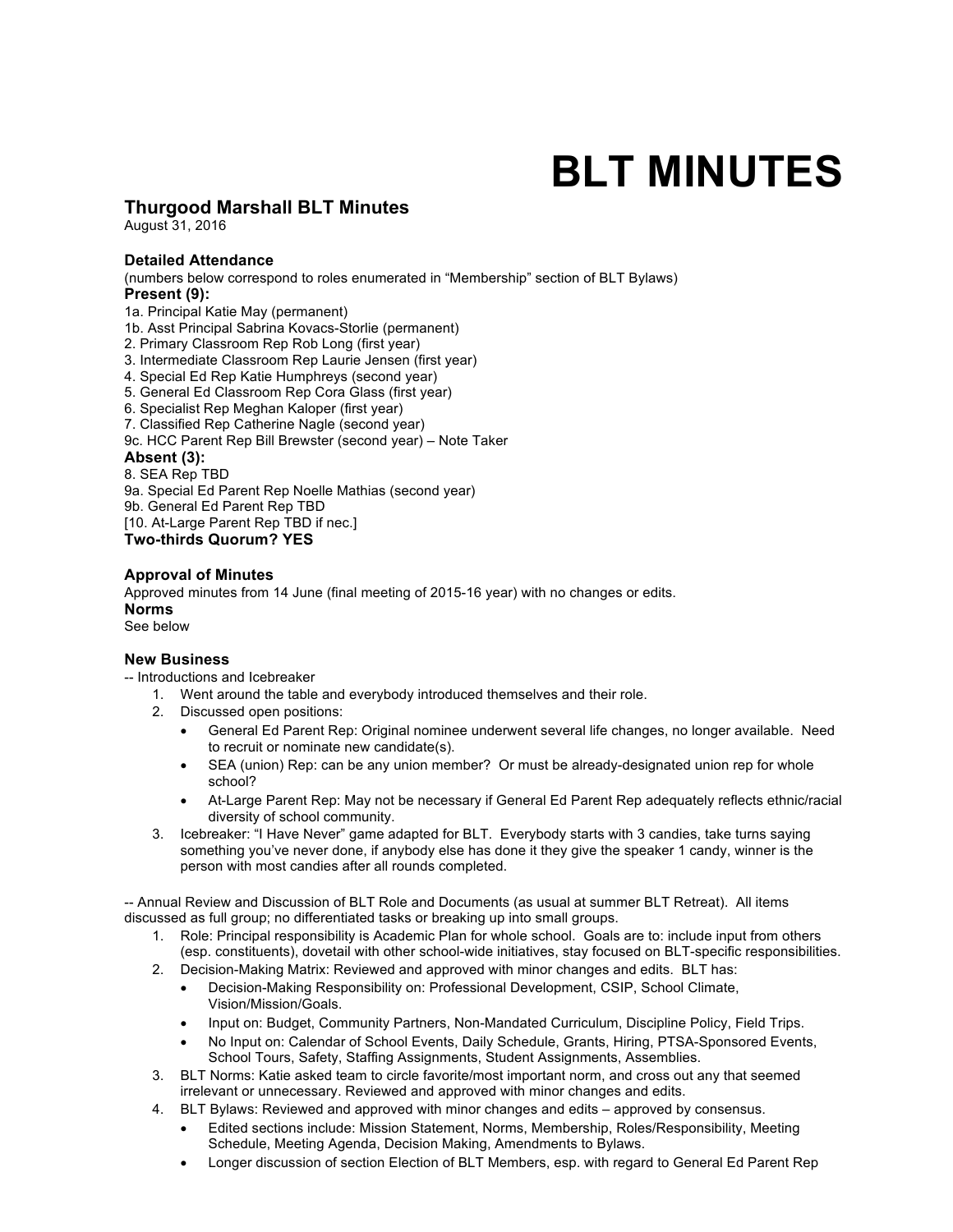# BLT MINUTES

## Thurgood Marshall BLT Minutes

August 31, 2016

### Detailed Attendance

(numbers below correspond to roles enumerated in "Membership" section of BLT Bylaws)

**Present (9):**

1a. Principal Katie May (permanent)
1b. Asst Principal Sabrina Kovacs-Storlie (permanent)
2. Primary Classroom Rep Rob Long (first year)
3. Intermediate Classroom Rep Laurie Jensen (first year)
4. Special Ed Rep Katie Humphreys (second year)
5. General Ed Classroom Rep Cora Glass (first year)
6. Specialist Rep Meghan Kaloper (first year)
7. Classified Rep Catherine Nagle (second year)
9c. HCC Parent Rep Bill Brewster (second year) – Note Taker

**Absent (3):**

8. SEA Rep TBD
9a. Special Ed Parent Rep Noelle Mathias (second year)
9b. General Ed Parent Rep TBD
[10. At-Large Parent Rep TBD if nec.]

**Two-thirds Quorum? YES**

### Approval of Minutes

Approved minutes from 14 June (final meeting of 2015-16 year) with no changes or edits.

**Norms**

See below

### New Business

-- Introductions and Icebreaker

1. Went around the table and everybody introduced themselves and their role.
2. Discussed open positions:
   - General Ed Parent Rep: Original nominee underwent several life changes, no longer available. Need to recruit or nominate new candidate(s).
   - SEA (union) Rep: can be any union member? Or must be already-designated union rep for whole school?
   - At-Large Parent Rep: May not be necessary if General Ed Parent Rep adequately reflects ethnic/racial diversity of school community.
3. Icebreaker: "I Have Never" game adapted for BLT. Everybody starts with 3 candies, take turns saying something you've never done, if anybody else has done it they give the speaker 1 candy, winner is the person with most candies after all rounds completed.

-- Annual Review and Discussion of BLT Role and Documents (as usual at summer BLT Retreat). All items discussed as full group; no differentiated tasks or breaking up into small groups.

1. Role: Principal responsibility is Academic Plan for whole school. Goals are to: include input from others (esp. constituents), dovetail with other school-wide initiatives, stay focused on BLT-specific responsibilities.
2. Decision-Making Matrix: Reviewed and approved with minor changes and edits. BLT has:
   - Decision-Making Responsibility on: Professional Development, CSIP, School Climate, Vision/Mission/Goals.
   - Input on: Budget, Community Partners, Non-Mandated Curriculum, Discipline Policy, Field Trips.
   - No Input on: Calendar of School Events, Daily Schedule, Grants, Hiring, PTSA-Sponsored Events, School Tours, Safety, Staffing Assignments, Student Assignments, Assemblies.
3. BLT Norms: Katie asked team to circle favorite/most important norm, and cross out any that seemed irrelevant or unnecessary. Reviewed and approved with minor changes and edits.
4. BLT Bylaws: Reviewed and approved with minor changes and edits – approved by consensus.
   - Edited sections include: Mission Statement, Norms, Membership, Roles/Responsibility, Meeting Schedule, Meeting Agenda, Decision Making, Amendments to Bylaws.
   - Longer discussion of section Election of BLT Members, esp. with regard to General Ed Parent Rep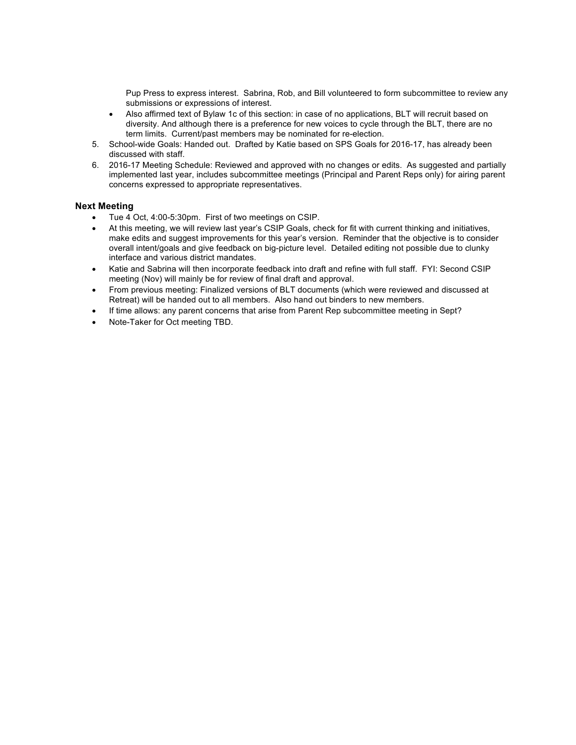Pup Press to express interest. Sabrina, Rob, and Bill volunteered to form subcommittee to review any submissions or expressions of interest.

- Also affirmed text of Bylaw 1c of this section: in case of no applications, BLT will recruit based on diversity. And although there is a preference for new voices to cycle through the BLT, there are no term limits. Current/past members may be nominated for re-election.

5. School-wide Goals: Handed out. Drafted by Katie based on SPS Goals for 2016-17, has already been discussed with staff.
6. 2016-17 Meeting Schedule: Reviewed and approved with no changes or edits. As suggested and partially implemented last year, includes subcommittee meetings (Principal and Parent Reps only) for airing parent concerns expressed to appropriate representatives.

### Next Meeting

- Tue 4 Oct, 4:00-5:30pm. First of two meetings on CSIP.
- At this meeting, we will review last year's CSIP Goals, check for fit with current thinking and initiatives, make edits and suggest improvements for this year's version. Reminder that the objective is to consider overall intent/goals and give feedback on big-picture level. Detailed editing not possible due to clunky interface and various district mandates.
- Katie and Sabrina will then incorporate feedback into draft and refine with full staff. FYI: Second CSIP meeting (Nov) will mainly be for review of final draft and approval.
- From previous meeting: Finalized versions of BLT documents (which were reviewed and discussed at Retreat) will be handed out to all members. Also hand out binders to new members.
- If time allows: any parent concerns that arise from Parent Rep subcommittee meeting in Sept?
- Note-Taker for Oct meeting TBD.